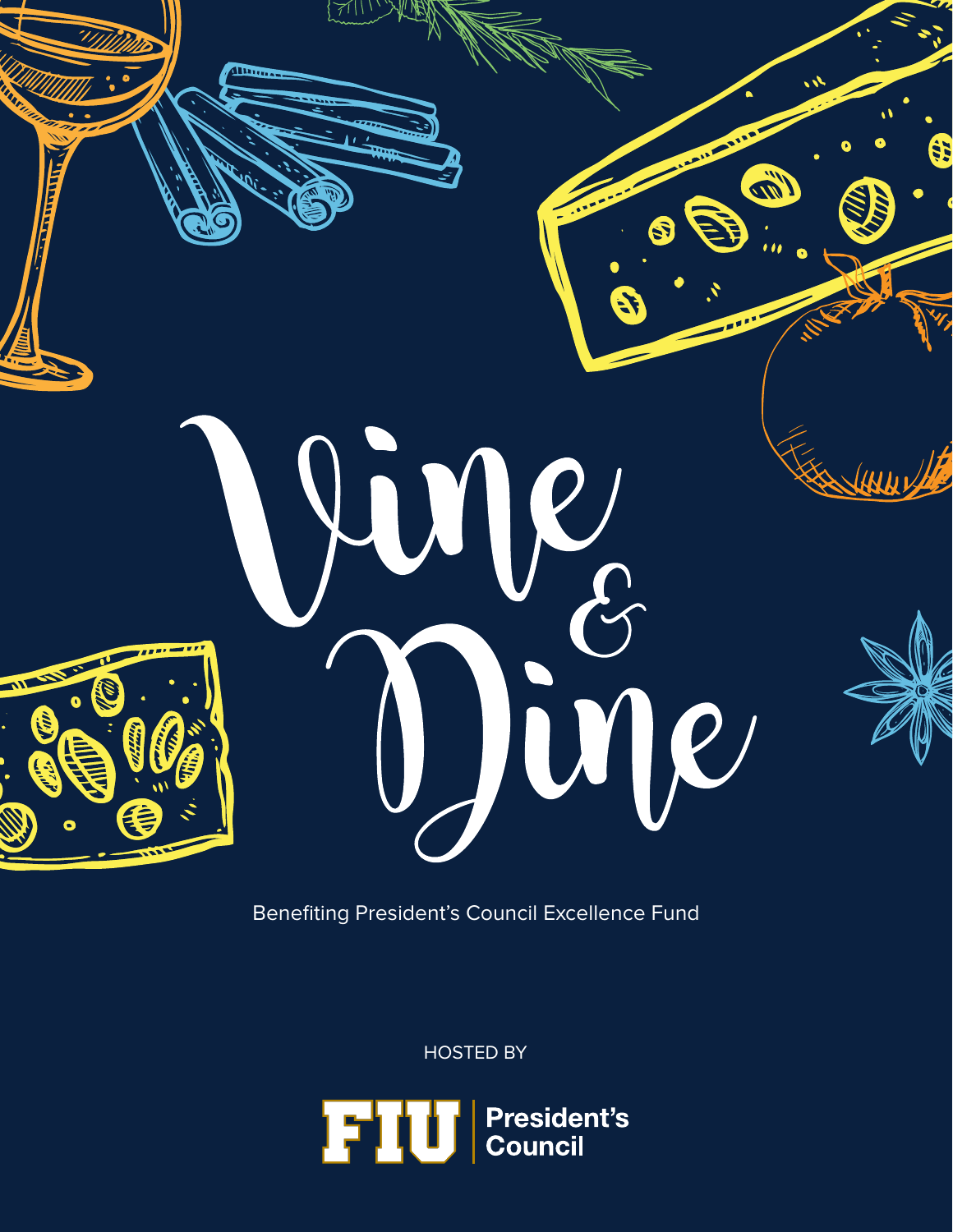# Vine & Dine

Benefiting President's Council Excellence Fund

HOSTED BY

FIU | President's Council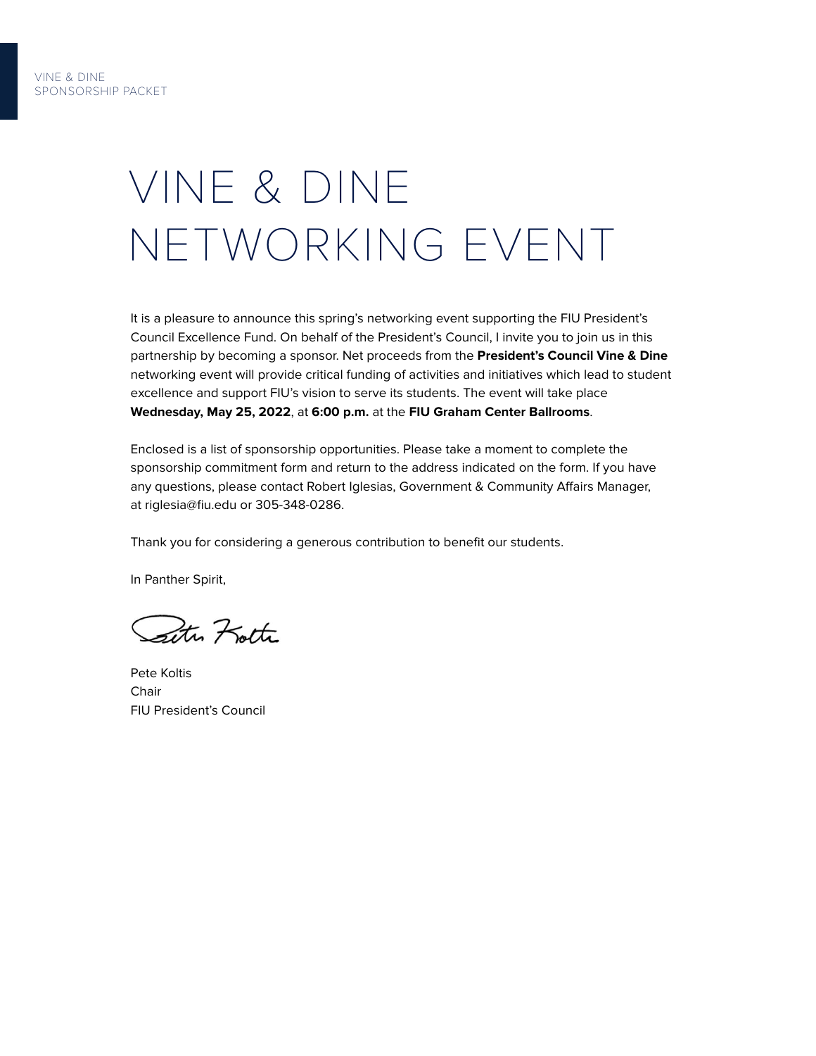# VINE & DINE NETWORKING EVENT

It is a pleasure to announce this spring's networking event supporting the FIU President's Council Excellence Fund. On behalf of the President's Council, I invite you to join us in this partnership by becoming a sponsor. Net proceeds from the **President's Council Vine & Dine** networking event will provide critical funding of activities and initiatives which lead to student excellence and support FIU's vision to serve its students. The event will take place **Wednesday, May 25, 2022**, at **6:00 p.m.** at the **FIU Graham Center Ballrooms**.

Enclosed is a list of sponsorship opportunities. Please take a moment to complete the sponsorship commitment form and return to the address indicated on the form. If you have any questions, please contact Robert Iglesias, Government & Community Affairs Manager, at riglesia@fiu.edu or 305-348-0286.

Thank you for considering a generous contribution to benefit our students.

In Panther Spirit,

Pete Koltis
Chair
FIU President's Council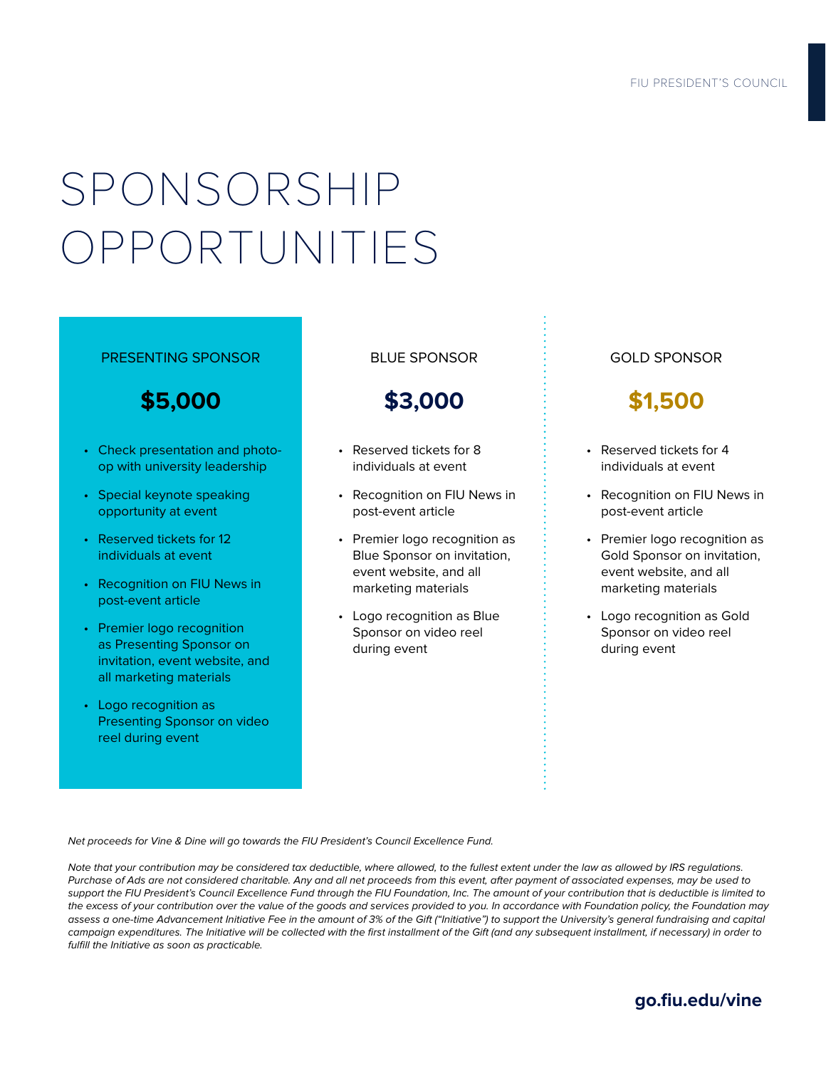# SPONSORSHIP OPPORTUNITIES

## PRESENTING SPONSOR

### $5,000

- Check presentation and photo-op with university leadership
- Special keynote speaking opportunity at event
- Reserved tickets for 12 individuals at event
- Recognition on FIU News in post-event article
- Premier logo recognition as Presenting Sponsor on invitation, event website, and all marketing materials
- Logo recognition as Presenting Sponsor on video reel during event

## BLUE SPONSOR

### $3,000

- Reserved tickets for 8 individuals at event
- Recognition on FIU News in post-event article
- Premier logo recognition as Blue Sponsor on invitation, event website, and all marketing materials
- Logo recognition as Blue Sponsor on video reel during event

## GOLD SPONSOR

### $1,500

- Reserved tickets for 4 individuals at event
- Recognition on FIU News in post-event article
- Premier logo recognition as Gold Sponsor on invitation, event website, and all marketing materials
- Logo recognition as Gold Sponsor on video reel during event

*Net proceeds for Vine & Dine will go towards the FIU President's Council Excellence Fund.*

*Note that your contribution may be considered tax deductible, where allowed, to the fullest extent under the law as allowed by IRS regulations. Purchase of Ads are not considered charitable. Any and all net proceeds from this event, after payment of associated expenses, may be used to support the FIU President's Council Excellence Fund through the FIU Foundation, Inc. The amount of your contribution that is deductible is limited to the excess of your contribution over the value of the goods and services provided to you. In accordance with Foundation policy, the Foundation may assess a one-time Advancement Initiative Fee in the amount of 3% of the Gift ("Initiative") to support the University's general fundraising and capital campaign expenditures. The Initiative will be collected with the first installment of the Gift (and any subsequent installment, if necessary) in order to fulfill the Initiative as soon as practicable.*

**go.fiu.edu/vine**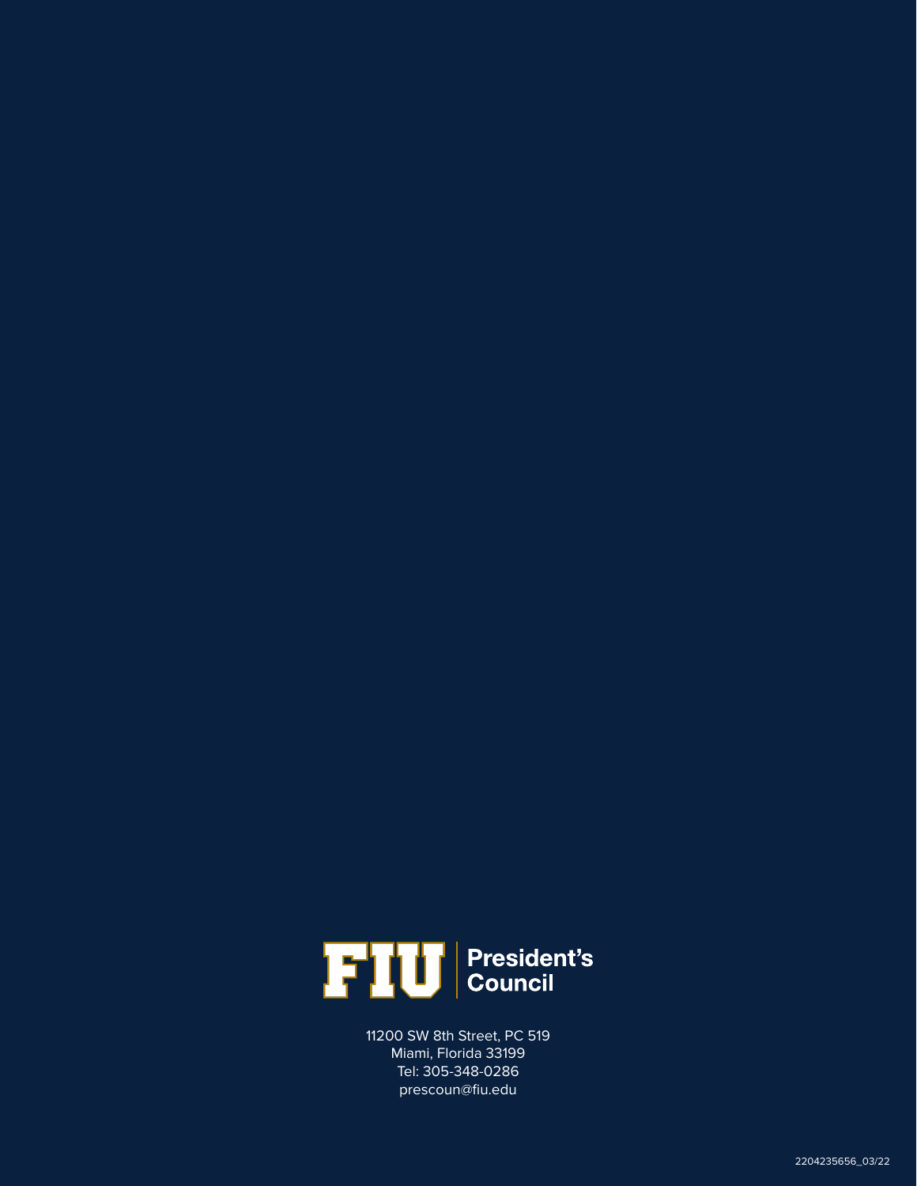FIU | President's Council

11200 SW 8th Street, PC 519
Miami, Florida 33199
Tel: 305-348-0286
prescoun@fiu.edu

2204235656_03/22